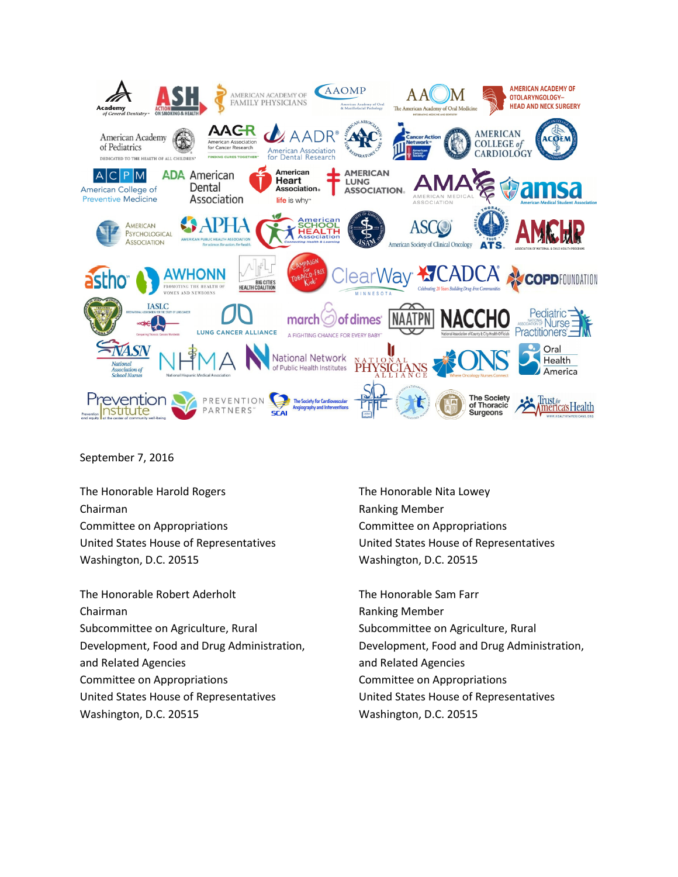September 7, 2016

The Honorable Harold Rogers
Chairman
Committee on Appropriations
United States House of Representatives
Washington, D.C. 20515

The Honorable Nita Lowey
Ranking Member
Committee on Appropriations
United States House of Representatives
Washington, D.C. 20515

The Honorable Robert Aderholt
Chairman
Subcommittee on Agriculture, Rural Development, Food and Drug Administration, and Related Agencies
Committee on Appropriations
United States House of Representatives
Washington, D.C. 20515

The Honorable Sam Farr
Ranking Member
Subcommittee on Agriculture, Rural Development, Food and Drug Administration, and Related Agencies
Committee on Appropriations
United States House of Representatives
Washington, D.C. 20515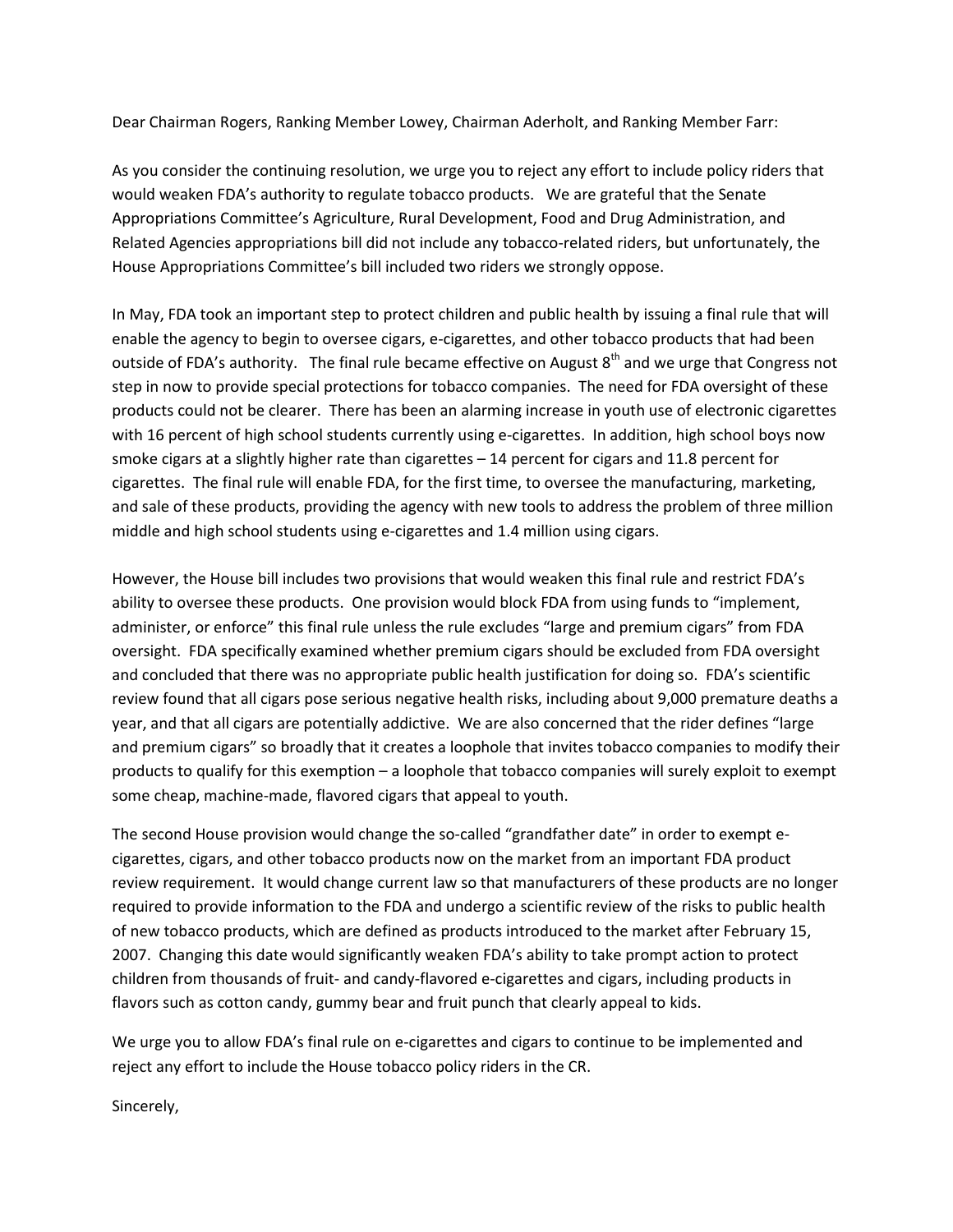Dear Chairman Rogers, Ranking Member Lowey, Chairman Aderholt, and Ranking Member Farr:

As you consider the continuing resolution, we urge you to reject any effort to include policy riders that would weaken FDA's authority to regulate tobacco products. We are grateful that the Senate Appropriations Committee's Agriculture, Rural Development, Food and Drug Administration, and Related Agencies appropriations bill did not include any tobacco-related riders, but unfortunately, the House Appropriations Committee's bill included two riders we strongly oppose.

In May, FDA took an important step to protect children and public health by issuing a final rule that will enable the agency to begin to oversee cigars, e-cigarettes, and other tobacco products that had been outside of FDA's authority. The final rule became effective on August 8th and we urge that Congress not step in now to provide special protections for tobacco companies. The need for FDA oversight of these products could not be clearer. There has been an alarming increase in youth use of electronic cigarettes with 16 percent of high school students currently using e-cigarettes. In addition, high school boys now smoke cigars at a slightly higher rate than cigarettes – 14 percent for cigars and 11.8 percent for cigarettes. The final rule will enable FDA, for the first time, to oversee the manufacturing, marketing, and sale of these products, providing the agency with new tools to address the problem of three million middle and high school students using e-cigarettes and 1.4 million using cigars.

However, the House bill includes two provisions that would weaken this final rule and restrict FDA's ability to oversee these products. One provision would block FDA from using funds to "implement, administer, or enforce" this final rule unless the rule excludes "large and premium cigars" from FDA oversight. FDA specifically examined whether premium cigars should be excluded from FDA oversight and concluded that there was no appropriate public health justification for doing so. FDA's scientific review found that all cigars pose serious negative health risks, including about 9,000 premature deaths a year, and that all cigars are potentially addictive. We are also concerned that the rider defines "large and premium cigars" so broadly that it creates a loophole that invites tobacco companies to modify their products to qualify for this exemption – a loophole that tobacco companies will surely exploit to exempt some cheap, machine-made, flavored cigars that appeal to youth.

The second House provision would change the so-called "grandfather date" in order to exempt e-cigarettes, cigars, and other tobacco products now on the market from an important FDA product review requirement. It would change current law so that manufacturers of these products are no longer required to provide information to the FDA and undergo a scientific review of the risks to public health of new tobacco products, which are defined as products introduced to the market after February 15, 2007. Changing this date would significantly weaken FDA's ability to take prompt action to protect children from thousands of fruit- and candy-flavored e-cigarettes and cigars, including products in flavors such as cotton candy, gummy bear and fruit punch that clearly appeal to kids.

We urge you to allow FDA's final rule on e-cigarettes and cigars to continue to be implemented and reject any effort to include the House tobacco policy riders in the CR.

Sincerely,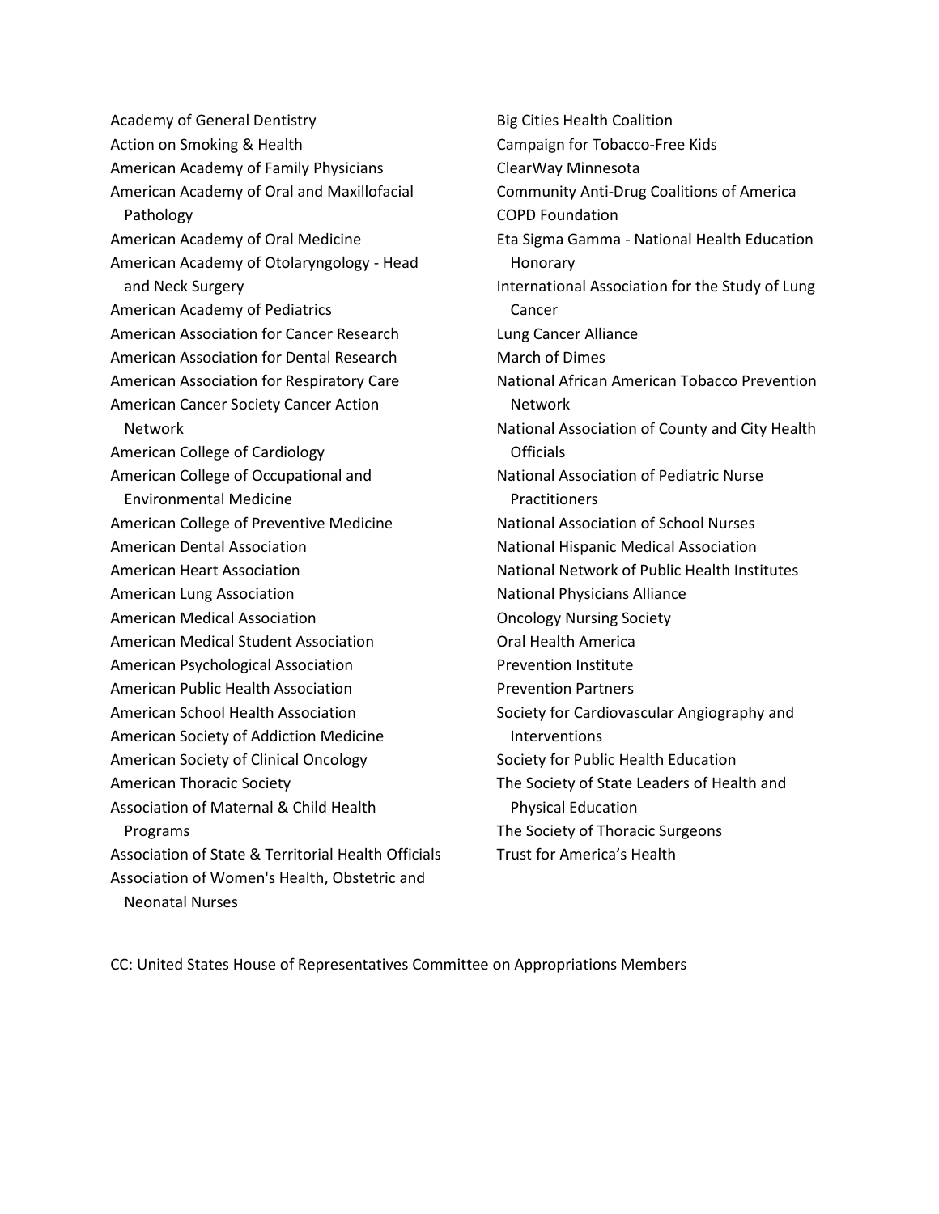Academy of General Dentistry
Action on Smoking & Health
American Academy of Family Physicians
American Academy of Oral and Maxillofacial Pathology
American Academy of Oral Medicine
American Academy of Otolaryngology - Head and Neck Surgery
American Academy of Pediatrics
American Association for Cancer Research
American Association for Dental Research
American Association for Respiratory Care
American Cancer Society Cancer Action Network
American College of Cardiology
American College of Occupational and Environmental Medicine
American College of Preventive Medicine
American Dental Association
American Heart Association
American Lung Association
American Medical Association
American Medical Student Association
American Psychological Association
American Public Health Association
American School Health Association
American Society of Addiction Medicine
American Society of Clinical Oncology
American Thoracic Society
Association of Maternal & Child Health Programs
Association of State & Territorial Health Officials
Association of Women's Health, Obstetric and Neonatal Nurses
Big Cities Health Coalition
Campaign for Tobacco-Free Kids
ClearWay Minnesota
Community Anti-Drug Coalitions of America
COPD Foundation
Eta Sigma Gamma - National Health Education Honorary
International Association for the Study of Lung Cancer
Lung Cancer Alliance
March of Dimes
National African American Tobacco Prevention Network
National Association of County and City Health Officials
National Association of Pediatric Nurse Practitioners
National Association of School Nurses
National Hispanic Medical Association
National Network of Public Health Institutes
National Physicians Alliance
Oncology Nursing Society
Oral Health America
Prevention Institute
Prevention Partners
Society for Cardiovascular Angiography and Interventions
Society for Public Health Education
The Society of State Leaders of Health and Physical Education
The Society of Thoracic Surgeons
Trust for America's Health

CC: United States House of Representatives Committee on Appropriations Members